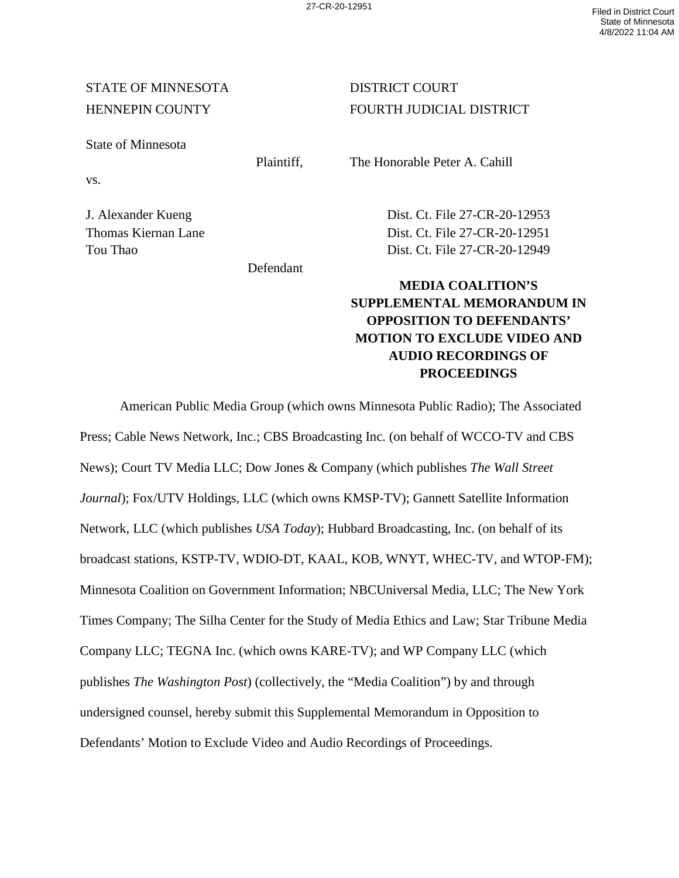STATE OF MINNESOTA DISTRICT COURT
HENNEPIN COUNTY FOURTH JUDICIAL DISTRICT

State of Minnesota

Plaintiff,

vs.

The Honorable Peter A. Cahill

J. Alexander Kueng Dist. Ct. File 27-CR-20-12953
Thomas Kiernan Lane Dist. Ct. File 27-CR-20-12951
Tou Thao Dist. Ct. File 27-CR-20-12949

Defendant

**MEDIA COALITION'S SUPPLEMENTAL MEMORANDUM IN OPPOSITION TO DEFENDANTS' MOTION TO EXCLUDE VIDEO AND AUDIO RECORDINGS OF PROCEEDINGS**

American Public Media Group (which owns Minnesota Public Radio); The Associated Press; Cable News Network, Inc.; CBS Broadcasting Inc. (on behalf of WCCO-TV and CBS News); Court TV Media LLC; Dow Jones & Company (which publishes *The Wall Street Journal*); Fox/UTV Holdings, LLC (which owns KMSP-TV); Gannett Satellite Information Network, LLC (which publishes *USA Today*); Hubbard Broadcasting, Inc. (on behalf of its broadcast stations, KSTP-TV, WDIO-DT, KAAL, KOB, WNYT, WHEC-TV, and WTOP-FM); Minnesota Coalition on Government Information; NBCUniversal Media, LLC; The New York Times Company; The Silha Center for the Study of Media Ethics and Law; Star Tribune Media Company LLC; TEGNA Inc. (which owns KARE-TV); and WP Company LLC (which publishes *The Washington Post*) (collectively, the "Media Coalition") by and through undersigned counsel, hereby submit this Supplemental Memorandum in Opposition to Defendants' Motion to Exclude Video and Audio Recordings of Proceedings.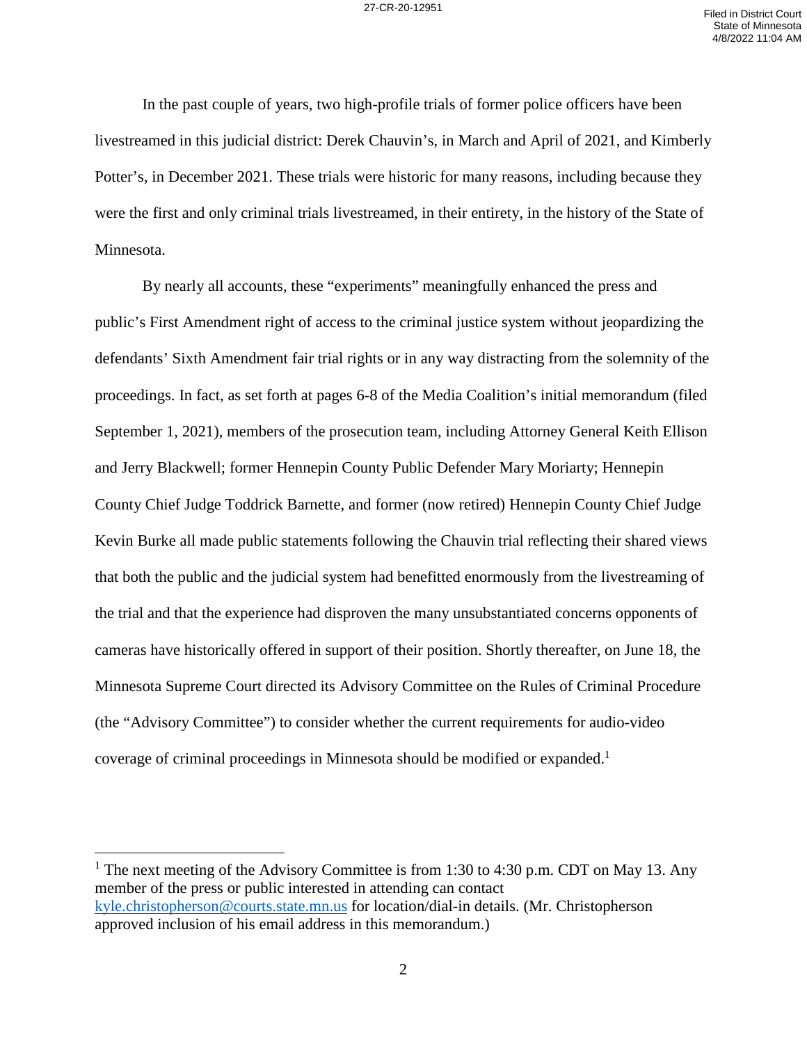In the past couple of years, two high-profile trials of former police officers have been livestreamed in this judicial district: Derek Chauvin's, in March and April of 2021, and Kimberly Potter's, in December 2021. These trials were historic for many reasons, including because they were the first and only criminal trials livestreamed, in their entirety, in the history of the State of Minnesota.

By nearly all accounts, these "experiments" meaningfully enhanced the press and public's First Amendment right of access to the criminal justice system without jeopardizing the defendants' Sixth Amendment fair trial rights or in any way distracting from the solemnity of the proceedings. In fact, as set forth at pages 6-8 of the Media Coalition's initial memorandum (filed September 1, 2021), members of the prosecution team, including Attorney General Keith Ellison and Jerry Blackwell; former Hennepin County Public Defender Mary Moriarty; Hennepin County Chief Judge Toddrick Barnette, and former (now retired) Hennepin County Chief Judge Kevin Burke all made public statements following the Chauvin trial reflecting their shared views that both the public and the judicial system had benefitted enormously from the livestreaming of the trial and that the experience had disproven the many unsubstantiated concerns opponents of cameras have historically offered in support of their position. Shortly thereafter, on June 18, the Minnesota Supreme Court directed its Advisory Committee on the Rules of Criminal Procedure (the "Advisory Committee") to consider whether the current requirements for audio-video coverage of criminal proceedings in Minnesota should be modified or expanded.[1]

---

[1] The next meeting of the Advisory Committee is from 1:30 to 4:30 p.m. CDT on May 13. Any member of the press or public interested in attending can contact kyle.christopherson@courts.state.mn.us for location/dial-in details. (Mr. Christopherson approved inclusion of his email address in this memorandum.)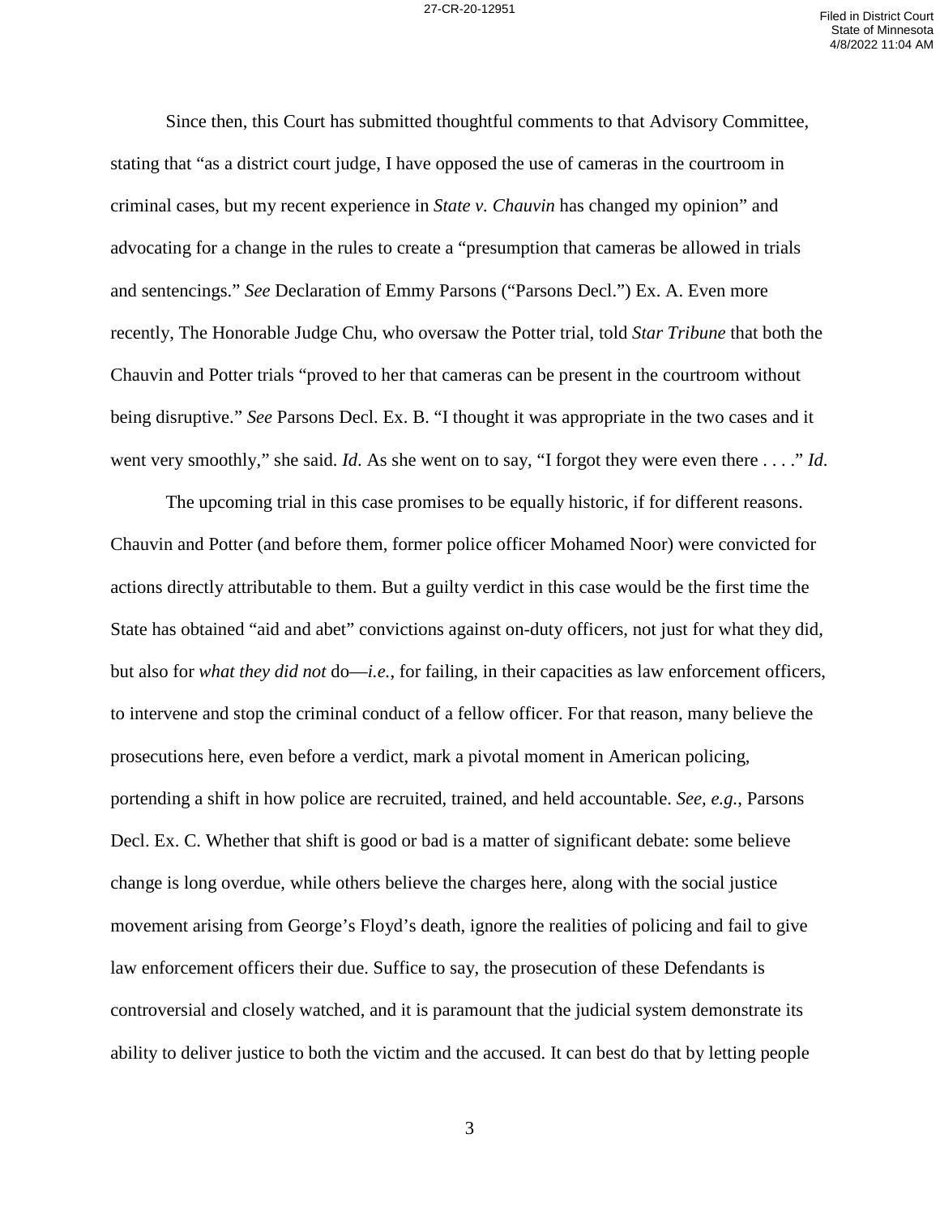Since then, this Court has submitted thoughtful comments to that Advisory Committee, stating that "as a district court judge, I have opposed the use of cameras in the courtroom in criminal cases, but my recent experience in *State v. Chauvin* has changed my opinion" and advocating for a change in the rules to create a "presumption that cameras be allowed in trials and sentencings." *See* Declaration of Emmy Parsons ("Parsons Decl.") Ex. A. Even more recently, The Honorable Judge Chu, who oversaw the Potter trial, told *Star Tribune* that both the Chauvin and Potter trials "proved to her that cameras can be present in the courtroom without being disruptive." *See* Parsons Decl. Ex. B. "I thought it was appropriate in the two cases and it went very smoothly," she said. *Id*. As she went on to say, "I forgot they were even there . . . ." *Id*.

The upcoming trial in this case promises to be equally historic, if for different reasons. Chauvin and Potter (and before them, former police officer Mohamed Noor) were convicted for actions directly attributable to them. But a guilty verdict in this case would be the first time the State has obtained "aid and abet" convictions against on-duty officers, not just for what they did, but also for *what they did not* do—*i.e.*, for failing, in their capacities as law enforcement officers, to intervene and stop the criminal conduct of a fellow officer. For that reason, many believe the prosecutions here, even before a verdict, mark a pivotal moment in American policing, portending a shift in how police are recruited, trained, and held accountable. *See, e.g.*, Parsons Decl. Ex. C. Whether that shift is good or bad is a matter of significant debate: some believe change is long overdue, while others believe the charges here, along with the social justice movement arising from George's Floyd's death, ignore the realities of policing and fail to give law enforcement officers their due. Suffice to say, the prosecution of these Defendants is controversial and closely watched, and it is paramount that the judicial system demonstrate its ability to deliver justice to both the victim and the accused. It can best do that by letting people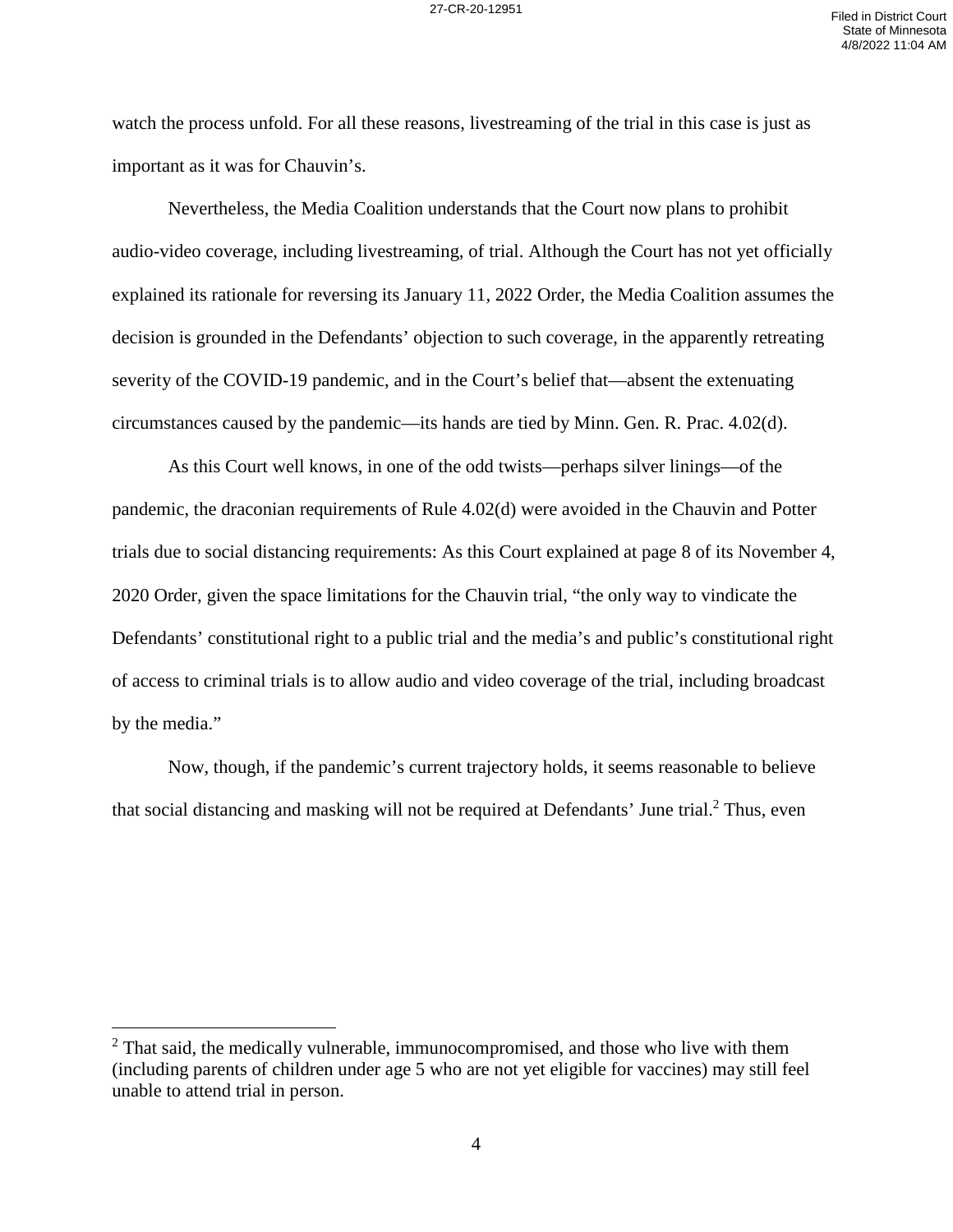watch the process unfold. For all these reasons, livestreaming of the trial in this case is just as important as it was for Chauvin's.

Nevertheless, the Media Coalition understands that the Court now plans to prohibit audio-video coverage, including livestreaming, of trial. Although the Court has not yet officially explained its rationale for reversing its January 11, 2022 Order, the Media Coalition assumes the decision is grounded in the Defendants' objection to such coverage, in the apparently retreating severity of the COVID-19 pandemic, and in the Court's belief that—absent the extenuating circumstances caused by the pandemic—its hands are tied by Minn. Gen. R. Prac. 4.02(d).

As this Court well knows, in one of the odd twists—perhaps silver linings—of the pandemic, the draconian requirements of Rule 4.02(d) were avoided in the Chauvin and Potter trials due to social distancing requirements: As this Court explained at page 8 of its November 4, 2020 Order, given the space limitations for the Chauvin trial, "the only way to vindicate the Defendants' constitutional right to a public trial and the media's and public's constitutional right of access to criminal trials is to allow audio and video coverage of the trial, including broadcast by the media."

Now, though, if the pandemic's current trajectory holds, it seems reasonable to believe that social distancing and masking will not be required at Defendants' June trial.[2] Thus, even

[2] That said, the medically vulnerable, immunocompromised, and those who live with them (including parents of children under age 5 who are not yet eligible for vaccines) may still feel unable to attend trial in person.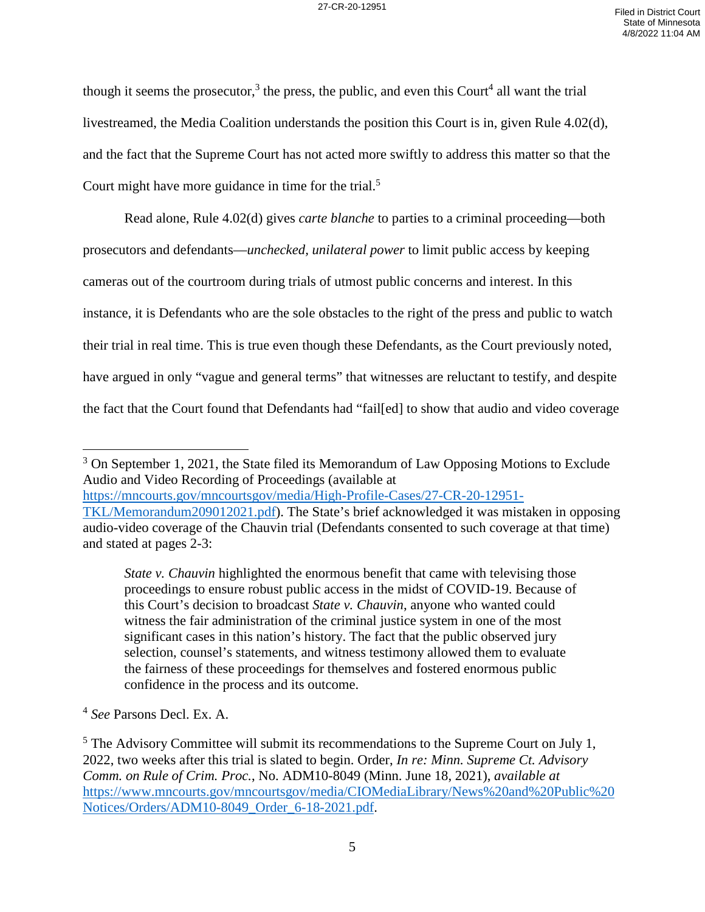though it seems the prosecutor,[3] the press, the public, and even this Court[4] all want the trial livestreamed, the Media Coalition understands the position this Court is in, given Rule 4.02(d), and the fact that the Supreme Court has not acted more swiftly to address this matter so that the Court might have more guidance in time for the trial.[5]

Read alone, Rule 4.02(d) gives *carte blanche* to parties to a criminal proceeding—both prosecutors and defendants—*unchecked, unilateral power* to limit public access by keeping cameras out of the courtroom during trials of utmost public concerns and interest. In this instance, it is Defendants who are the sole obstacles to the right of the press and public to watch their trial in real time. This is true even though these Defendants, as the Court previously noted, have argued in only "vague and general terms" that witnesses are reluctant to testify, and despite the fact that the Court found that Defendants had "fail[ed] to show that audio and video coverage

---

[3] On September 1, 2021, the State filed its Memorandum of Law Opposing Motions to Exclude Audio and Video Recording of Proceedings (available at https://mncourts.gov/mncourtsgov/media/High-Profile-Cases/27-CR-20-12951-TKL/Memorandum209012021.pdf). The State's brief acknowledged it was mistaken in opposing audio-video coverage of the Chauvin trial (Defendants consented to such coverage at that time) and stated at pages 2-3:

> *State v. Chauvin* highlighted the enormous benefit that came with televising those proceedings to ensure robust public access in the midst of COVID-19. Because of this Court's decision to broadcast *State v. Chauvin*, anyone who wanted could witness the fair administration of the criminal justice system in one of the most significant cases in this nation's history. The fact that the public observed jury selection, counsel's statements, and witness testimony allowed them to evaluate the fairness of these proceedings for themselves and fostered enormous public confidence in the process and its outcome.

[4] *See* Parsons Decl. Ex. A.

[5] The Advisory Committee will submit its recommendations to the Supreme Court on July 1, 2022, two weeks after this trial is slated to begin. Order, *In re: Minn. Supreme Ct. Advisory Comm. on Rule of Crim. Proc.*, No. ADM10-8049 (Minn. June 18, 2021), *available at* https://www.mncourts.gov/mncourtsgov/media/CIOMediaLibrary/News%20and%20Public%20Notices/Orders/ADM10-8049_Order_6-18-2021.pdf.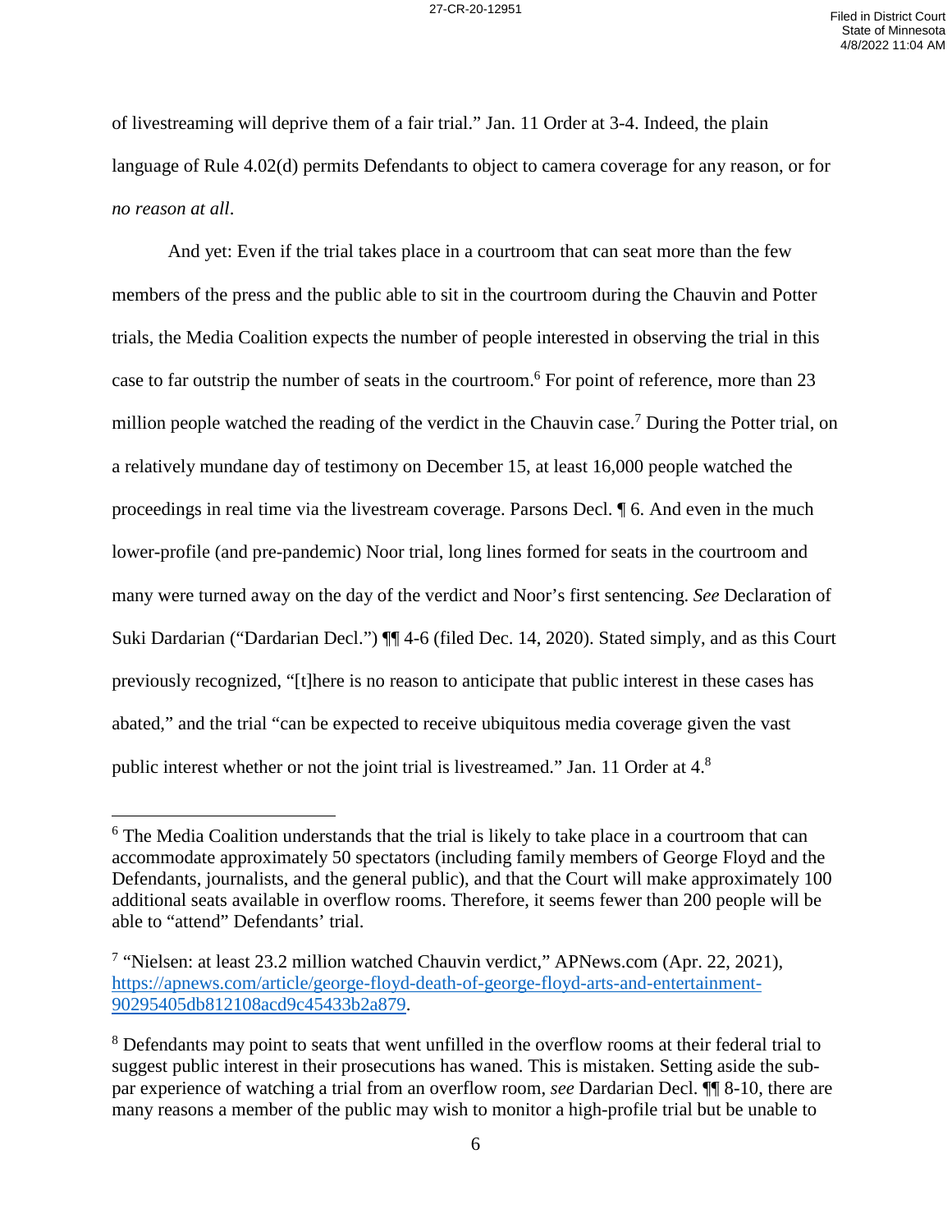of livestreaming will deprive them of a fair trial." Jan. 11 Order at 3-4. Indeed, the plain language of Rule 4.02(d) permits Defendants to object to camera coverage for any reason, or for *no reason at all*.

And yet: Even if the trial takes place in a courtroom that can seat more than the few members of the press and the public able to sit in the courtroom during the Chauvin and Potter trials, the Media Coalition expects the number of people interested in observing the trial in this case to far outstrip the number of seats in the courtroom.[6] For point of reference, more than 23 million people watched the reading of the verdict in the Chauvin case.[7] During the Potter trial, on a relatively mundane day of testimony on December 15, at least 16,000 people watched the proceedings in real time via the livestream coverage. Parsons Decl. ¶ 6. And even in the much lower-profile (and pre-pandemic) Noor trial, long lines formed for seats in the courtroom and many were turned away on the day of the verdict and Noor's first sentencing. *See* Declaration of Suki Dardarian ("Dardarian Decl.") ¶¶ 4-6 (filed Dec. 14, 2020). Stated simply, and as this Court previously recognized, "[t]here is no reason to anticipate that public interest in these cases has abated," and the trial "can be expected to receive ubiquitous media coverage given the vast public interest whether or not the joint trial is livestreamed." Jan. 11 Order at 4.[8]

---

[6] The Media Coalition understands that the trial is likely to take place in a courtroom that can accommodate approximately 50 spectators (including family members of George Floyd and the Defendants, journalists, and the general public), and that the Court will make approximately 100 additional seats available in overflow rooms. Therefore, it seems fewer than 200 people will be able to "attend" Defendants' trial.

[7] "Nielsen: at least 23.2 million watched Chauvin verdict," APNews.com (Apr. 22, 2021), https://apnews.com/article/george-floyd-death-of-george-floyd-arts-and-entertainment-90295405db812108acd9c45433b2a879.

[8] Defendants may point to seats that went unfilled in the overflow rooms at their federal trial to suggest public interest in their prosecutions has waned. This is mistaken. Setting aside the sub-par experience of watching a trial from an overflow room, *see* Dardarian Decl. ¶¶ 8-10, there are many reasons a member of the public may wish to monitor a high-profile trial but be unable to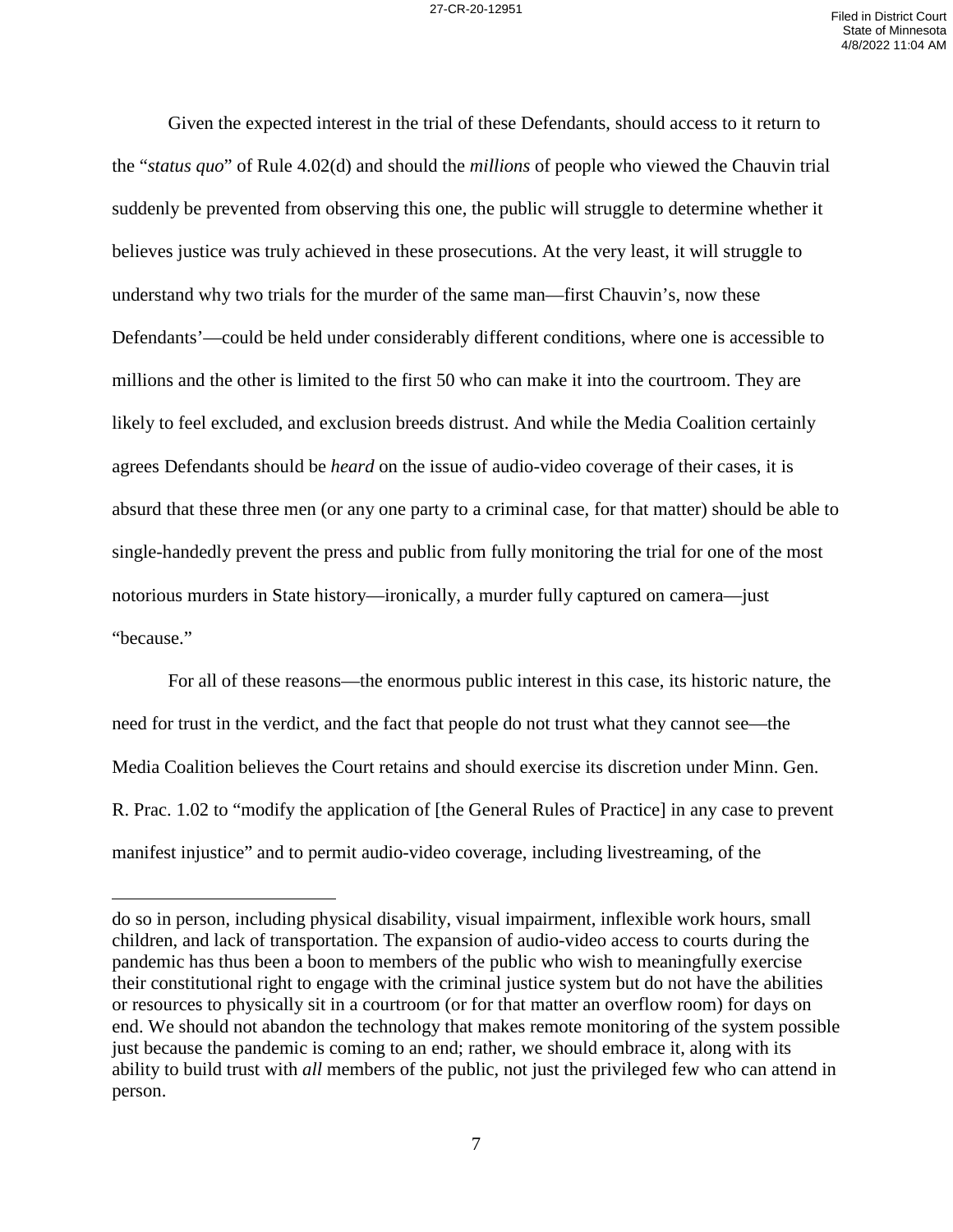Given the expected interest in the trial of these Defendants, should access to it return to the "*status quo*" of Rule 4.02(d) and should the *millions* of people who viewed the Chauvin trial suddenly be prevented from observing this one, the public will struggle to determine whether it believes justice was truly achieved in these prosecutions. At the very least, it will struggle to understand why two trials for the murder of the same man—first Chauvin's, now these Defendants'—could be held under considerably different conditions, where one is accessible to millions and the other is limited to the first 50 who can make it into the courtroom. They are likely to feel excluded, and exclusion breeds distrust. And while the Media Coalition certainly agrees Defendants should be *heard* on the issue of audio-video coverage of their cases, it is absurd that these three men (or any one party to a criminal case, for that matter) should be able to single-handedly prevent the press and public from fully monitoring the trial for one of the most notorious murders in State history—ironically, a murder fully captured on camera—just "because."

For all of these reasons—the enormous public interest in this case, its historic nature, the need for trust in the verdict, and the fact that people do not trust what they cannot see—the Media Coalition believes the Court retains and should exercise its discretion under Minn. Gen. R. Prac. 1.02 to "modify the application of [the General Rules of Practice] in any case to prevent manifest injustice" and to permit audio-video coverage, including livestreaming, of the

---

do so in person, including physical disability, visual impairment, inflexible work hours, small children, and lack of transportation. The expansion of audio-video access to courts during the pandemic has thus been a boon to members of the public who wish to meaningfully exercise their constitutional right to engage with the criminal justice system but do not have the abilities or resources to physically sit in a courtroom (or for that matter an overflow room) for days on end. We should not abandon the technology that makes remote monitoring of the system possible just because the pandemic is coming to an end; rather, we should embrace it, along with its ability to build trust with *all* members of the public, not just the privileged few who can attend in person.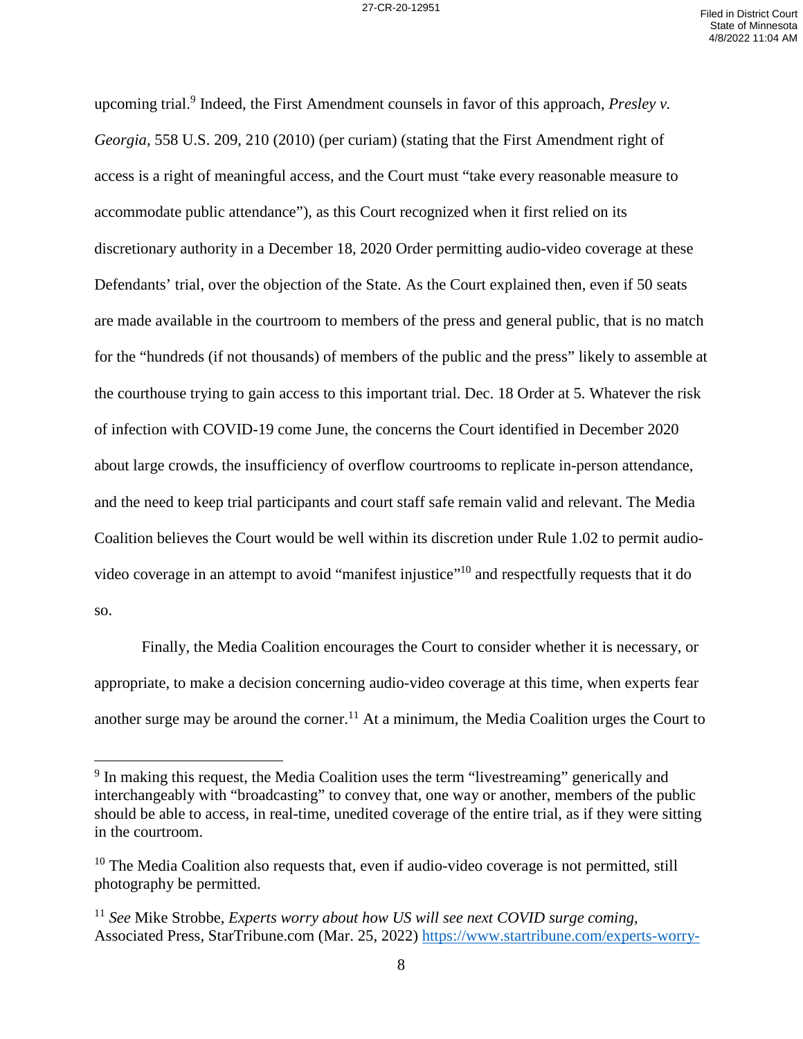upcoming trial.[9] Indeed, the First Amendment counsels in favor of this approach, *Presley v. Georgia*, 558 U.S. 209, 210 (2010) (per curiam) (stating that the First Amendment right of access is a right of meaningful access, and the Court must "take every reasonable measure to accommodate public attendance"), as this Court recognized when it first relied on its discretionary authority in a December 18, 2020 Order permitting audio-video coverage at these Defendants' trial, over the objection of the State. As the Court explained then, even if 50 seats are made available in the courtroom to members of the press and general public, that is no match for the "hundreds (if not thousands) of members of the public and the press" likely to assemble at the courthouse trying to gain access to this important trial. Dec. 18 Order at 5. Whatever the risk of infection with COVID-19 come June, the concerns the Court identified in December 2020 about large crowds, the insufficiency of overflow courtrooms to replicate in-person attendance, and the need to keep trial participants and court staff safe remain valid and relevant. The Media Coalition believes the Court would be well within its discretion under Rule 1.02 to permit audio-video coverage in an attempt to avoid "manifest injustice"[10] and respectfully requests that it do so.

Finally, the Media Coalition encourages the Court to consider whether it is necessary, or appropriate, to make a decision concerning audio-video coverage at this time, when experts fear another surge may be around the corner.[11] At a minimum, the Media Coalition urges the Court to

---

[9] In making this request, the Media Coalition uses the term "livestreaming" generically and interchangeably with "broadcasting" to convey that, one way or another, members of the public should be able to access, in real-time, unedited coverage of the entire trial, as if they were sitting in the courtroom.

[10] The Media Coalition also requests that, even if audio-video coverage is not permitted, still photography be permitted.

[11] *See* Mike Strobbe, *Experts worry about how US will see next COVID surge coming*, Associated Press, StarTribune.com (Mar. 25, 2022) https://www.startribune.com/experts-worry-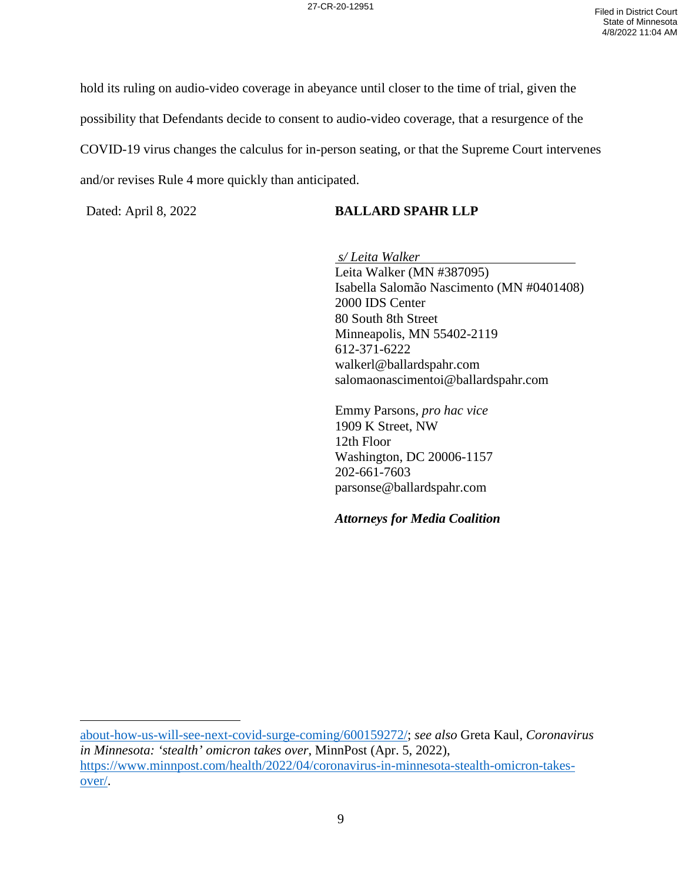hold its ruling on audio-video coverage in abeyance until closer to the time of trial, given the possibility that Defendants decide to consent to audio-video coverage, that a resurgence of the COVID-19 virus changes the calculus for in-person seating, or that the Supreme Court intervenes and/or revises Rule 4 more quickly than anticipated.

Dated: April 8, 2022

**BALLARD SPAHR LLP**

*s/ Leita Walker*
Leita Walker (MN #387095)
Isabella Salomão Nascimento (MN #0401408)
2000 IDS Center
80 South 8th Street
Minneapolis, MN 55402-2119
612-371-6222
walkerl@ballardspahr.com
salomaonascimentoi@ballardspahr.com

Emmy Parsons, *pro hac vice*
1909 K Street, NW
12th Floor
Washington, DC 20006-1157
202-661-7603
parsonse@ballardspahr.com

***Attorneys for Media Coalition***

---

about-how-us-will-see-next-covid-surge-coming/600159272/; *see also* Greta Kaul, *Coronavirus in Minnesota: 'stealth' omicron takes over*, MinnPost (Apr. 5, 2022), https://www.minnpost.com/health/2022/04/coronavirus-in-minnesota-stealth-omicron-takes-over/.